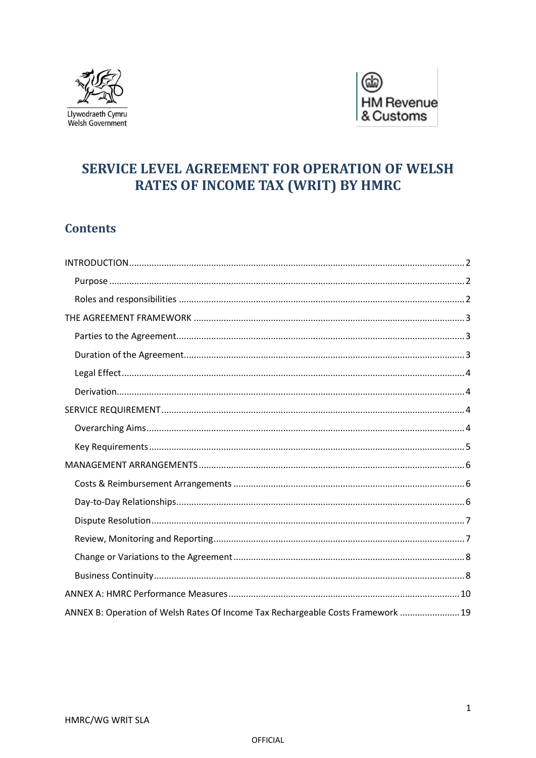Llywodraeth Cymru
Welsh Government

HM Revenue & Customs

# SERVICE LEVEL AGREEMENT FOR OPERATION OF WELSH RATES OF INCOME TAX (WRIT) BY HMRC

## Contents

INTRODUCTION ..... 2

- Purpose ..... 2
- Roles and responsibilities ..... 2

THE AGREEMENT FRAMEWORK ..... 3

- Parties to the Agreement ..... 3
- Duration of the Agreement ..... 3
- Legal Effect ..... 4
- Derivation ..... 4

SERVICE REQUIREMENT ..... 4

- Overarching Aims ..... 4
- Key Requirements ..... 5

MANAGEMENT ARRANGEMENTS ..... 6

- Costs & Reimbursement Arrangements ..... 6
- Day-to-Day Relationships ..... 6
- Dispute Resolution ..... 7
- Review, Monitoring and Reporting ..... 7
- Change or Variations to the Agreement ..... 8
- Business Continuity ..... 8

ANNEX A: HMRC Performance Measures ..... 10

ANNEX B: Operation of Welsh Rates Of Income Tax Rechargeable Costs Framework ..... 19

HMRC/WG WRIT SLA

OFFICIAL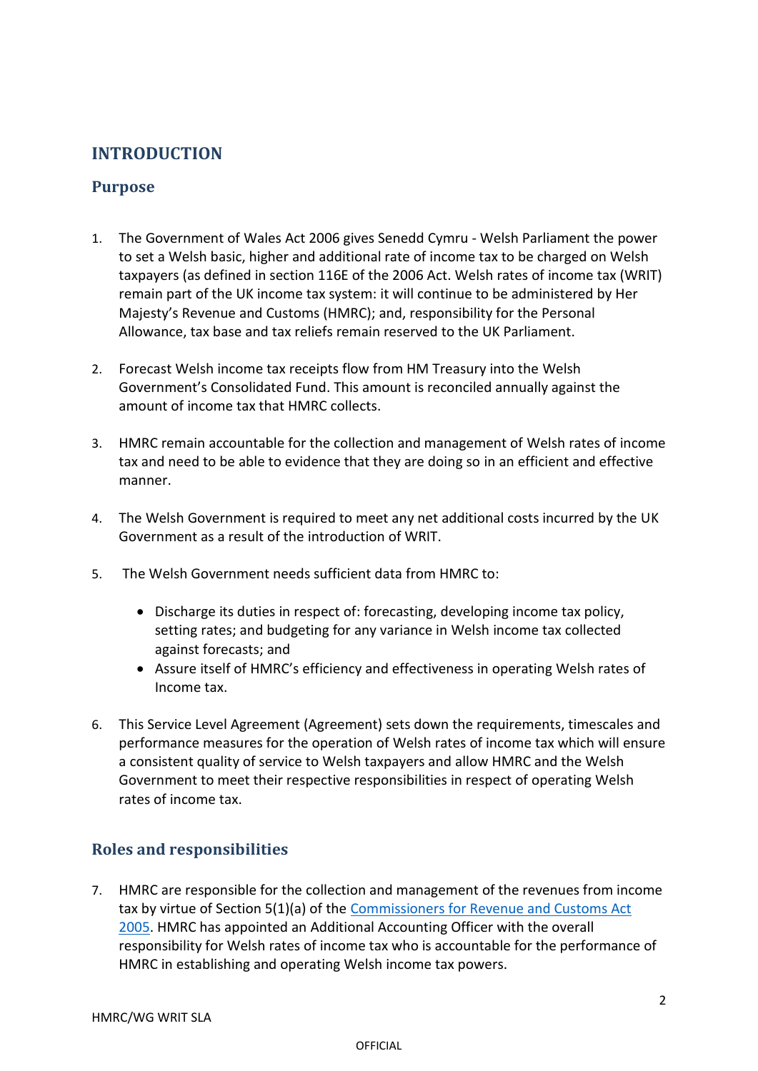# INTRODUCTION

## Purpose

1. The Government of Wales Act 2006 gives Senedd Cymru - Welsh Parliament the power to set a Welsh basic, higher and additional rate of income tax to be charged on Welsh taxpayers (as defined in section 116E of the 2006 Act. Welsh rates of income tax (WRIT) remain part of the UK income tax system: it will continue to be administered by Her Majesty's Revenue and Customs (HMRC); and, responsibility for the Personal Allowance, tax base and tax reliefs remain reserved to the UK Parliament.

2. Forecast Welsh income tax receipts flow from HM Treasury into the Welsh Government's Consolidated Fund. This amount is reconciled annually against the amount of income tax that HMRC collects.

3. HMRC remain accountable for the collection and management of Welsh rates of income tax and need to be able to evidence that they are doing so in an efficient and effective manner.

4. The Welsh Government is required to meet any net additional costs incurred by the UK Government as a result of the introduction of WRIT.

5. The Welsh Government needs sufficient data from HMRC to:

   - Discharge its duties in respect of: forecasting, developing income tax policy, setting rates; and budgeting for any variance in Welsh income tax collected against forecasts; and
   - Assure itself of HMRC's efficiency and effectiveness in operating Welsh rates of Income tax.

6. This Service Level Agreement (Agreement) sets down the requirements, timescales and performance measures for the operation of Welsh rates of income tax which will ensure a consistent quality of service to Welsh taxpayers and allow HMRC and the Welsh Government to meet their respective responsibilities in respect of operating Welsh rates of income tax.

## Roles and responsibilities

7. HMRC are responsible for the collection and management of the revenues from income tax by virtue of Section 5(1)(a) of the Commissioners for Revenue and Customs Act 2005. HMRC has appointed an Additional Accounting Officer with the overall responsibility for Welsh rates of income tax who is accountable for the performance of HMRC in establishing and operating Welsh income tax powers.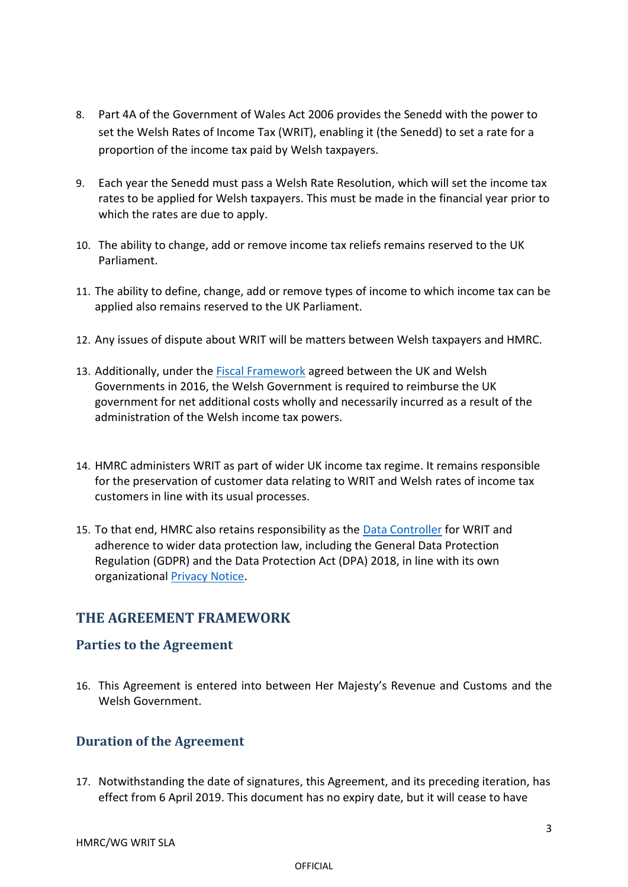8. Part 4A of the Government of Wales Act 2006 provides the Senedd with the power to set the Welsh Rates of Income Tax (WRIT), enabling it (the Senedd) to set a rate for a proportion of the income tax paid by Welsh taxpayers.

9. Each year the Senedd must pass a Welsh Rate Resolution, which will set the income tax rates to be applied for Welsh taxpayers. This must be made in the financial year prior to which the rates are due to apply.

10. The ability to change, add or remove income tax reliefs remains reserved to the UK Parliament.

11. The ability to define, change, add or remove types of income to which income tax can be applied also remains reserved to the UK Parliament.

12. Any issues of dispute about WRIT will be matters between Welsh taxpayers and HMRC.

13. Additionally, under the Fiscal Framework agreed between the UK and Welsh Governments in 2016, the Welsh Government is required to reimburse the UK government for net additional costs wholly and necessarily incurred as a result of the administration of the Welsh income tax powers.

14. HMRC administers WRIT as part of wider UK income tax regime. It remains responsible for the preservation of customer data relating to WRIT and Welsh rates of income tax customers in line with its usual processes.

15. To that end, HMRC also retains responsibility as the Data Controller for WRIT and adherence to wider data protection law, including the General Data Protection Regulation (GDPR) and the Data Protection Act (DPA) 2018, in line with its own organizational Privacy Notice.

## THE AGREEMENT FRAMEWORK

### Parties to the Agreement

16. This Agreement is entered into between Her Majesty's Revenue and Customs and the Welsh Government.

### Duration of the Agreement

17. Notwithstanding the date of signatures, this Agreement, and its preceding iteration, has effect from 6 April 2019. This document has no expiry date, but it will cease to have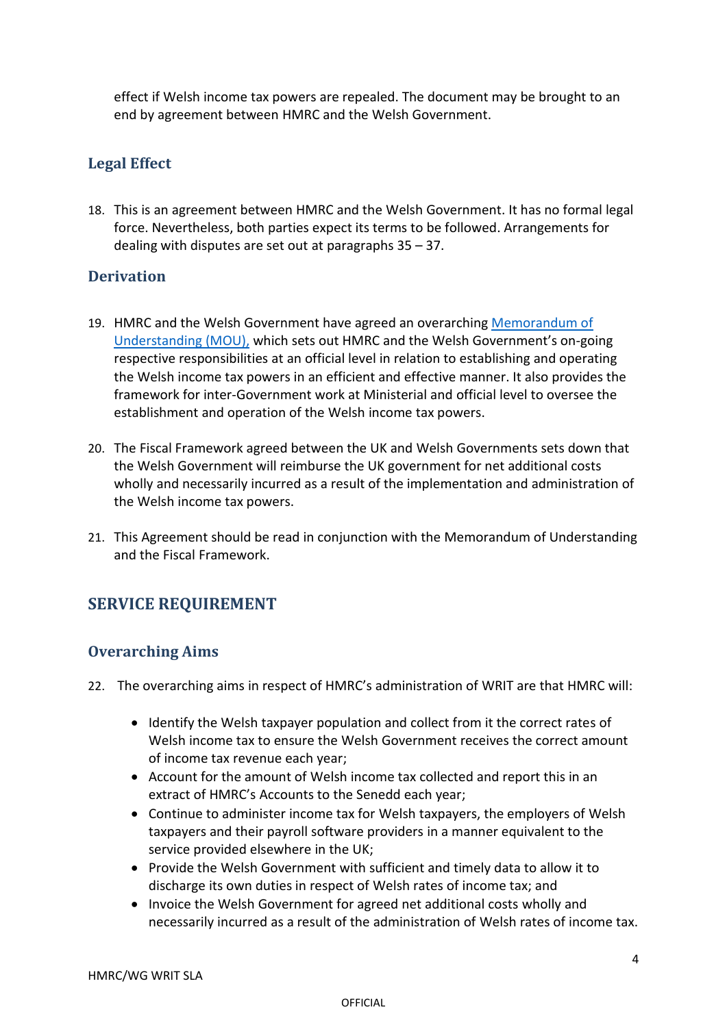effect if Welsh income tax powers are repealed. The document may be brought to an end by agreement between HMRC and the Welsh Government.

### Legal Effect

18. This is an agreement between HMRC and the Welsh Government. It has no formal legal force. Nevertheless, both parties expect its terms to be followed. Arrangements for dealing with disputes are set out at paragraphs 35 – 37.

### Derivation

19. HMRC and the Welsh Government have agreed an overarching [Memorandum of Understanding (MOU),]() which sets out HMRC and the Welsh Government's on-going respective responsibilities at an official level in relation to establishing and operating the Welsh income tax powers in an efficient and effective manner. It also provides the framework for inter-Government work at Ministerial and official level to oversee the establishment and operation of the Welsh income tax powers.

20. The Fiscal Framework agreed between the UK and Welsh Governments sets down that the Welsh Government will reimburse the UK government for net additional costs wholly and necessarily incurred as a result of the implementation and administration of the Welsh income tax powers.

21. This Agreement should be read in conjunction with the Memorandum of Understanding and the Fiscal Framework.

## SERVICE REQUIREMENT

### Overarching Aims

22. The overarching aims in respect of HMRC's administration of WRIT are that HMRC will:

    - Identify the Welsh taxpayer population and collect from it the correct rates of Welsh income tax to ensure the Welsh Government receives the correct amount of income tax revenue each year;
    - Account for the amount of Welsh income tax collected and report this in an extract of HMRC's Accounts to the Senedd each year;
    - Continue to administer income tax for Welsh taxpayers, the employers of Welsh taxpayers and their payroll software providers in a manner equivalent to the service provided elsewhere in the UK;
    - Provide the Welsh Government with sufficient and timely data to allow it to discharge its own duties in respect of Welsh rates of income tax; and
    - Invoice the Welsh Government for agreed net additional costs wholly and necessarily incurred as a result of the administration of Welsh rates of income tax.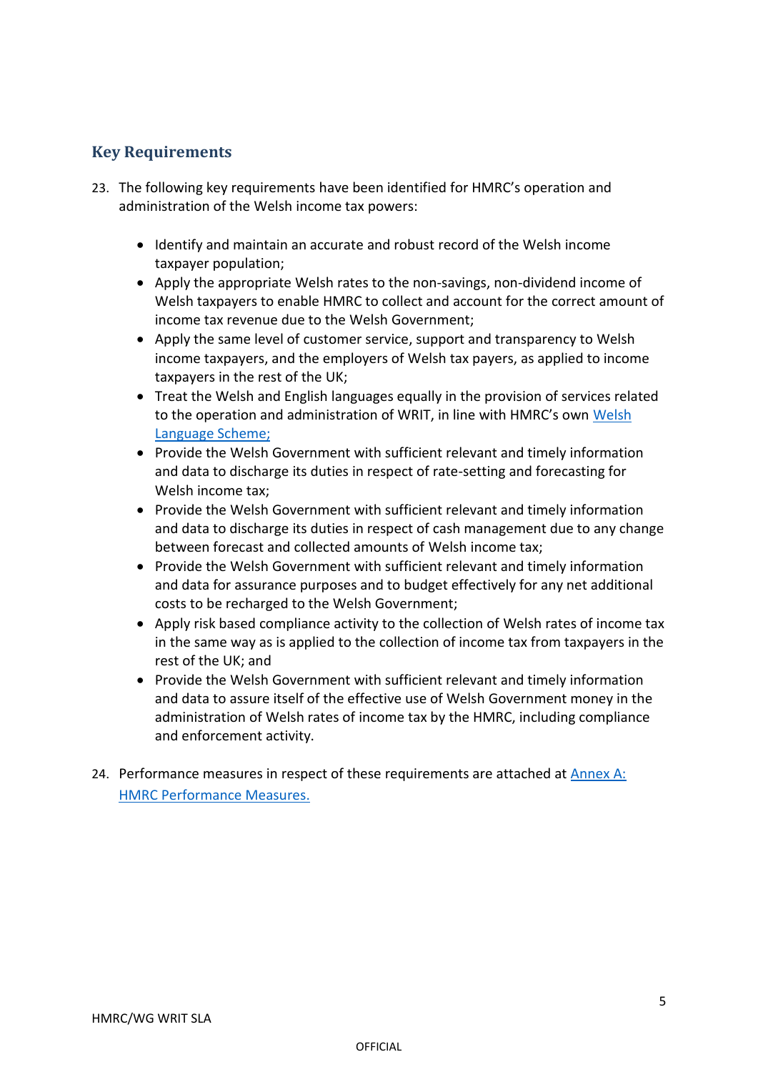## Key Requirements

23. The following key requirements have been identified for HMRC's operation and administration of the Welsh income tax powers:

    - Identify and maintain an accurate and robust record of the Welsh income taxpayer population;
    - Apply the appropriate Welsh rates to the non-savings, non-dividend income of Welsh taxpayers to enable HMRC to collect and account for the correct amount of income tax revenue due to the Welsh Government;
    - Apply the same level of customer service, support and transparency to Welsh income taxpayers, and the employers of Welsh tax payers, as applied to income taxpayers in the rest of the UK;
    - Treat the Welsh and English languages equally in the provision of services related to the operation and administration of WRIT, in line with HMRC's own Welsh Language Scheme;
    - Provide the Welsh Government with sufficient relevant and timely information and data to discharge its duties in respect of rate-setting and forecasting for Welsh income tax;
    - Provide the Welsh Government with sufficient relevant and timely information and data to discharge its duties in respect of cash management due to any change between forecast and collected amounts of Welsh income tax;
    - Provide the Welsh Government with sufficient relevant and timely information and data for assurance purposes and to budget effectively for any net additional costs to be recharged to the Welsh Government;
    - Apply risk based compliance activity to the collection of Welsh rates of income tax in the same way as is applied to the collection of income tax from taxpayers in the rest of the UK; and
    - Provide the Welsh Government with sufficient relevant and timely information and data to assure itself of the effective use of Welsh Government money in the administration of Welsh rates of income tax by the HMRC, including compliance and enforcement activity.

24. Performance measures in respect of these requirements are attached at Annex A: HMRC Performance Measures.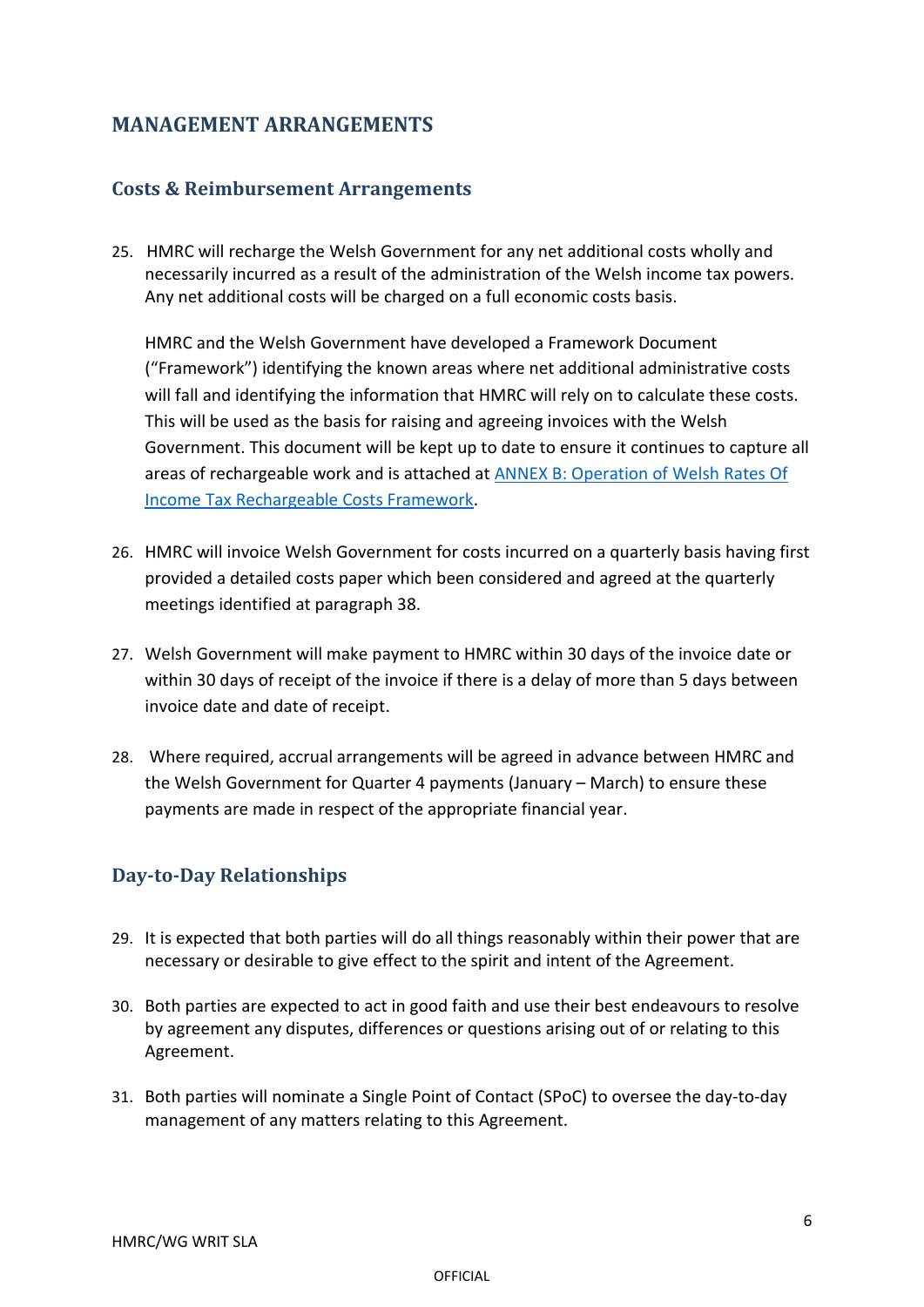## MANAGEMENT ARRANGEMENTS

### Costs & Reimbursement Arrangements

25. HMRC will recharge the Welsh Government for any net additional costs wholly and necessarily incurred as a result of the administration of the Welsh income tax powers. Any net additional costs will be charged on a full economic costs basis.

    HMRC and the Welsh Government have developed a Framework Document ("Framework") identifying the known areas where net additional administrative costs will fall and identifying the information that HMRC will rely on to calculate these costs. This will be used as the basis for raising and agreeing invoices with the Welsh Government. This document will be kept up to date to ensure it continues to capture all areas of rechargeable work and is attached at ANNEX B: Operation of Welsh Rates Of Income Tax Rechargeable Costs Framework.

26. HMRC will invoice Welsh Government for costs incurred on a quarterly basis having first provided a detailed costs paper which been considered and agreed at the quarterly meetings identified at paragraph 38.

27. Welsh Government will make payment to HMRC within 30 days of the invoice date or within 30 days of receipt of the invoice if there is a delay of more than 5 days between invoice date and date of receipt.

28. Where required, accrual arrangements will be agreed in advance between HMRC and the Welsh Government for Quarter 4 payments (January – March) to ensure these payments are made in respect of the appropriate financial year.

### Day-to-Day Relationships

29. It is expected that both parties will do all things reasonably within their power that are necessary or desirable to give effect to the spirit and intent of the Agreement.

30. Both parties are expected to act in good faith and use their best endeavours to resolve by agreement any disputes, differences or questions arising out of or relating to this Agreement.

31. Both parties will nominate a Single Point of Contact (SPoC) to oversee the day-to-day management of any matters relating to this Agreement.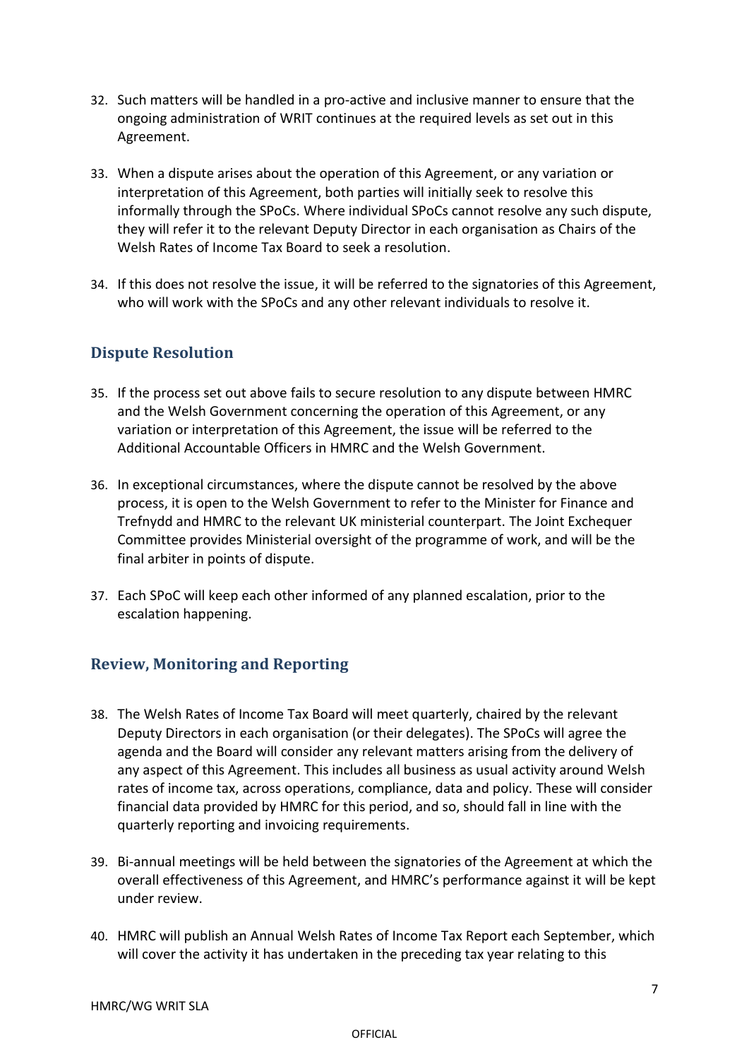32. Such matters will be handled in a pro-active and inclusive manner to ensure that the ongoing administration of WRIT continues at the required levels as set out in this Agreement.

33. When a dispute arises about the operation of this Agreement, or any variation or interpretation of this Agreement, both parties will initially seek to resolve this informally through the SPoCs. Where individual SPoCs cannot resolve any such dispute, they will refer it to the relevant Deputy Director in each organisation as Chairs of the Welsh Rates of Income Tax Board to seek a resolution.

34. If this does not resolve the issue, it will be referred to the signatories of this Agreement, who will work with the SPoCs and any other relevant individuals to resolve it.

## Dispute Resolution

35. If the process set out above fails to secure resolution to any dispute between HMRC and the Welsh Government concerning the operation of this Agreement, or any variation or interpretation of this Agreement, the issue will be referred to the Additional Accountable Officers in HMRC and the Welsh Government.

36. In exceptional circumstances, where the dispute cannot be resolved by the above process, it is open to the Welsh Government to refer to the Minister for Finance and Trefnydd and HMRC to the relevant UK ministerial counterpart. The Joint Exchequer Committee provides Ministerial oversight of the programme of work, and will be the final arbiter in points of dispute.

37. Each SPoC will keep each other informed of any planned escalation, prior to the escalation happening.

## Review, Monitoring and Reporting

38. The Welsh Rates of Income Tax Board will meet quarterly, chaired by the relevant Deputy Directors in each organisation (or their delegates). The SPoCs will agree the agenda and the Board will consider any relevant matters arising from the delivery of any aspect of this Agreement. This includes all business as usual activity around Welsh rates of income tax, across operations, compliance, data and policy. These will consider financial data provided by HMRC for this period, and so, should fall in line with the quarterly reporting and invoicing requirements.

39. Bi-annual meetings will be held between the signatories of the Agreement at which the overall effectiveness of this Agreement, and HMRC's performance against it will be kept under review.

40. HMRC will publish an Annual Welsh Rates of Income Tax Report each September, which will cover the activity it has undertaken in the preceding tax year relating to this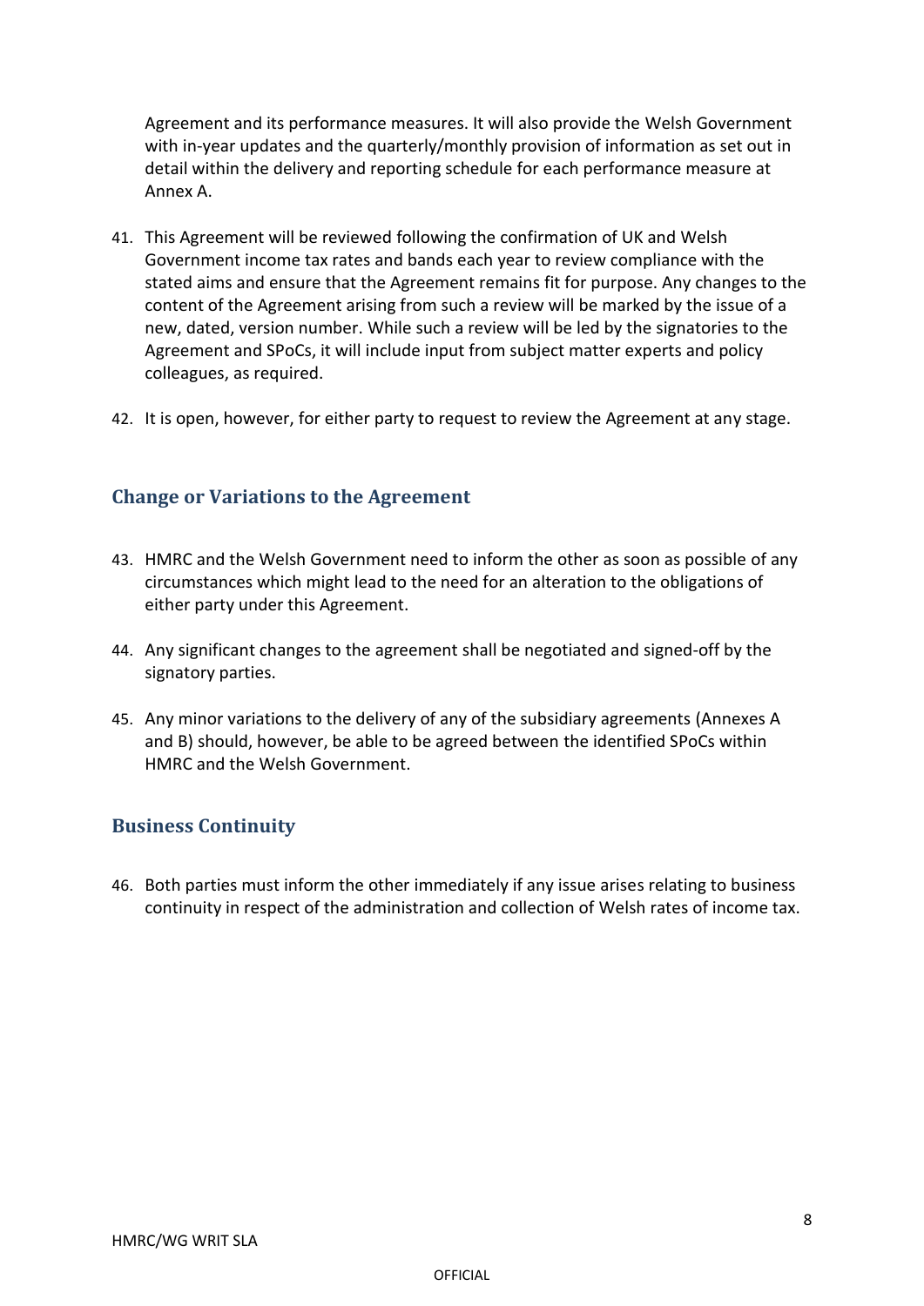Agreement and its performance measures. It will also provide the Welsh Government with in-year updates and the quarterly/monthly provision of information as set out in detail within the delivery and reporting schedule for each performance measure at Annex A.

41. This Agreement will be reviewed following the confirmation of UK and Welsh Government income tax rates and bands each year to review compliance with the stated aims and ensure that the Agreement remains fit for purpose. Any changes to the content of the Agreement arising from such a review will be marked by the issue of a new, dated, version number. While such a review will be led by the signatories to the Agreement and SPoCs, it will include input from subject matter experts and policy colleagues, as required.

42. It is open, however, for either party to request to review the Agreement at any stage.

## Change or Variations to the Agreement

43. HMRC and the Welsh Government need to inform the other as soon as possible of any circumstances which might lead to the need for an alteration to the obligations of either party under this Agreement.

44. Any significant changes to the agreement shall be negotiated and signed-off by the signatory parties.

45. Any minor variations to the delivery of any of the subsidiary agreements (Annexes A and B) should, however, be able to be agreed between the identified SPoCs within HMRC and the Welsh Government.

## Business Continuity

46. Both parties must inform the other immediately if any issue arises relating to business continuity in respect of the administration and collection of Welsh rates of income tax.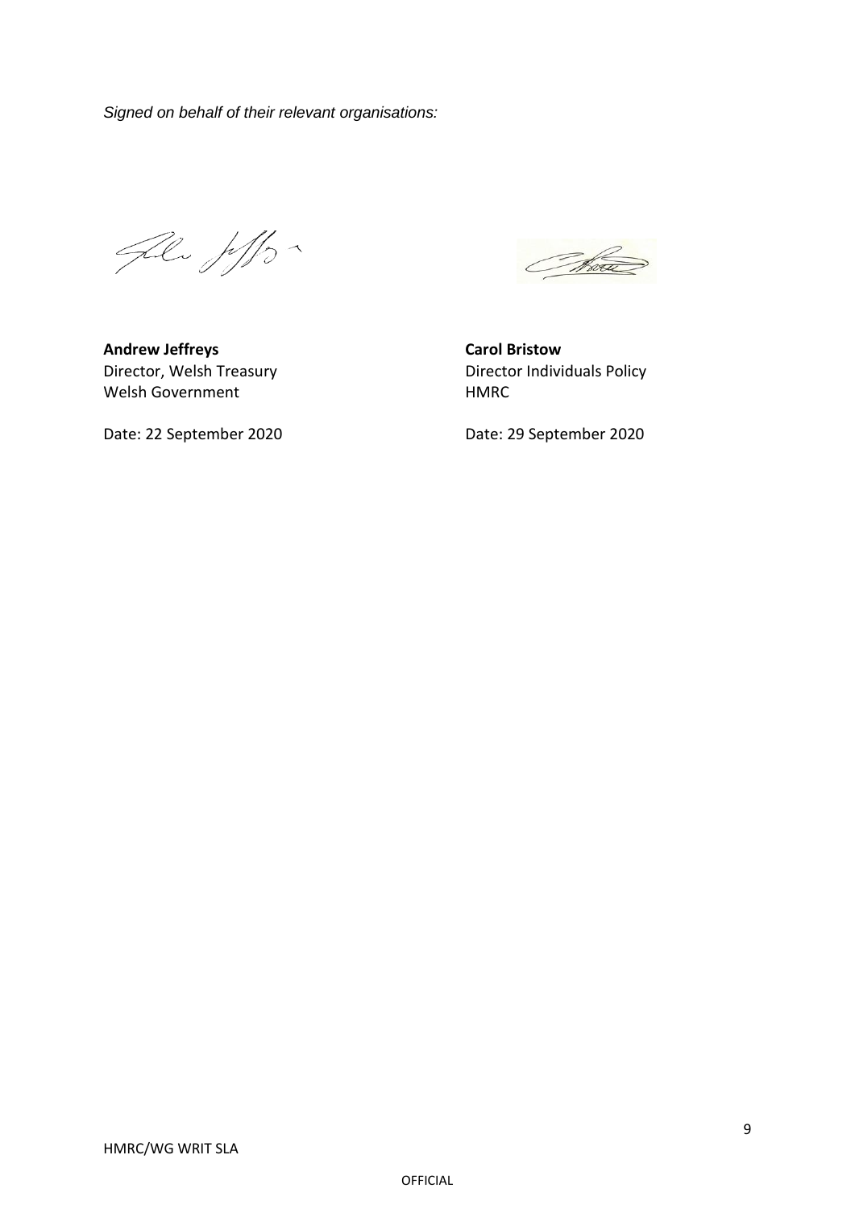*Signed on behalf of their relevant organisations:*

**Andrew Jeffreys**
Director, Welsh Treasury
Welsh Government

Date: 22 September 2020

**Carol Bristow**
Director Individuals Policy
HMRC

Date: 29 September 2020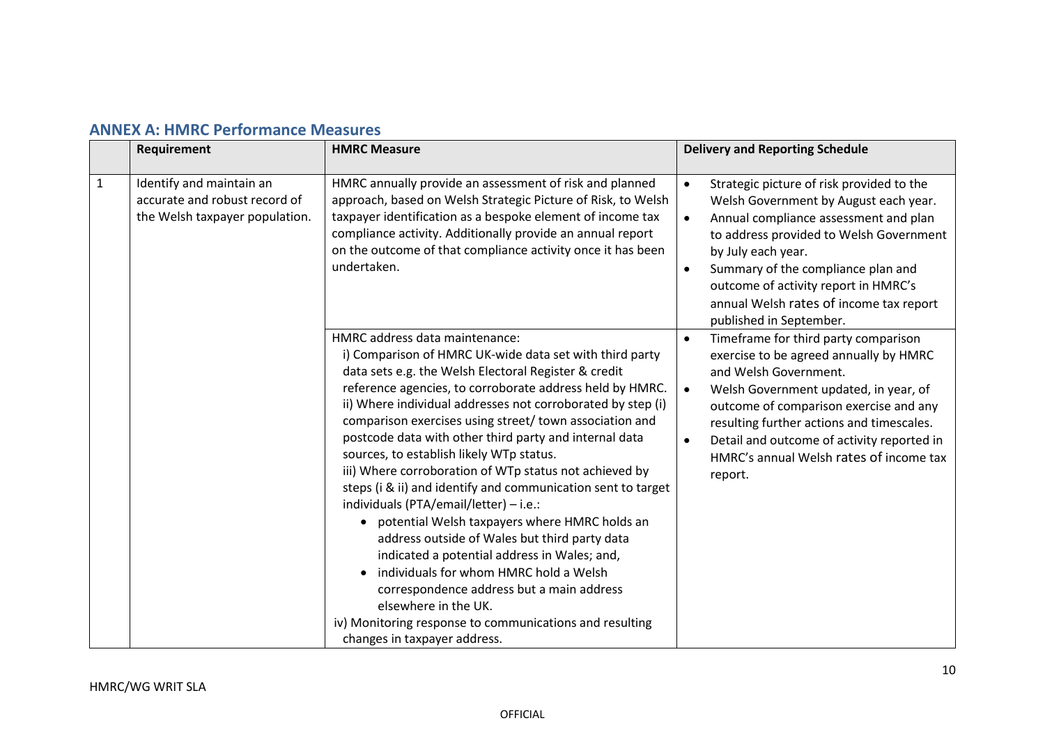## ANNEX A: HMRC Performance Measures

| | Requirement | HMRC Measure | Delivery and Reporting Schedule |
|---|---|---|---|
| 1 | Identify and maintain an accurate and robust record of the Welsh taxpayer population. | HMRC annually provide an assessment of risk and planned approach, based on Welsh Strategic Picture of Risk, to Welsh taxpayer identification as a bespoke element of income tax compliance activity. Additionally provide an annual report on the outcome of that compliance activity once it has been undertaken. | • Strategic picture of risk provided to the Welsh Government by August each year.<br>• Annual compliance assessment and plan to address provided to Welsh Government by July each year.<br>• Summary of the compliance plan and outcome of activity report in HMRC's annual Welsh rates of income tax report published in September. |
| | | HMRC address data maintenance:<br>i) Comparison of HMRC UK-wide data set with third party data sets e.g. the Welsh Electoral Register & credit reference agencies, to corroborate address held by HMRC.<br>ii) Where individual addresses not corroborated by step (i) comparison exercises using street/ town association and postcode data with other third party and internal data sources, to establish likely WTp status.<br>iii) Where corroboration of WTp status not achieved by steps (i & ii) and identify and communication sent to target individuals (PTA/email/letter) – i.e.:<br>• potential Welsh taxpayers where HMRC holds an address outside of Wales but third party data indicated a potential address in Wales; and,<br>• individuals for whom HMRC hold a Welsh correspondence address but a main address elsewhere in the UK.<br>iv) Monitoring response to communications and resulting changes in taxpayer address. | • Timeframe for third party comparison exercise to be agreed annually by HMRC and Welsh Government.<br>• Welsh Government updated, in year, of outcome of comparison exercise and any resulting further actions and timescales.<br>• Detail and outcome of activity reported in HMRC's annual Welsh rates of income tax report. |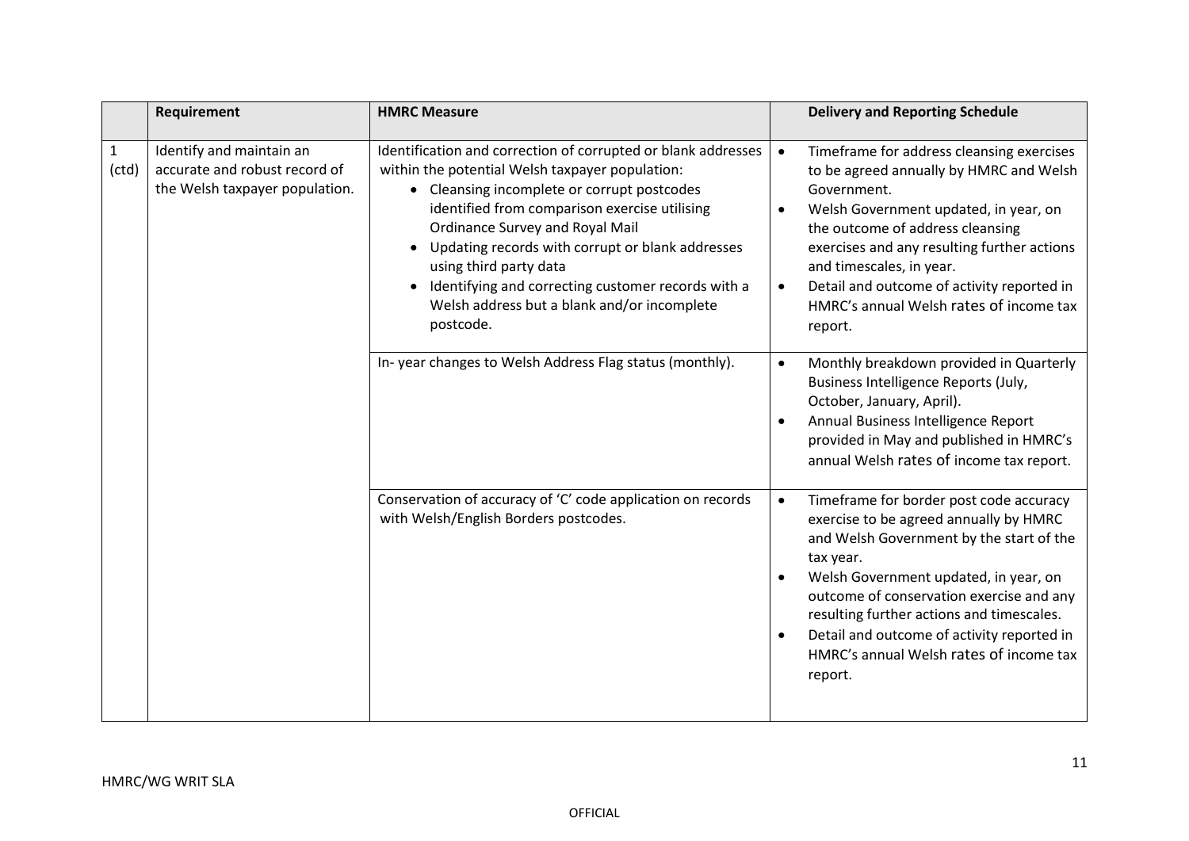| | Requirement | HMRC Measure | Delivery and Reporting Schedule |
|---|---|---|---|
| 1 (ctd) | Identify and maintain an accurate and robust record of the Welsh taxpayer population. | Identification and correction of corrupted or blank addresses within the potential Welsh taxpayer population:<br>• Cleansing incomplete or corrupt postcodes identified from comparison exercise utilising Ordinance Survey and Royal Mail<br>• Updating records with corrupt or blank addresses using third party data<br>• Identifying and correcting customer records with a Welsh address but a blank and/or incomplete postcode. | • Timeframe for address cleansing exercises to be agreed annually by HMRC and Welsh Government.<br>• Welsh Government updated, in year, on the outcome of address cleansing exercises and any resulting further actions and timescales, in year.<br>• Detail and outcome of activity reported in HMRC's annual Welsh rates of income tax report. |
| | | In- year changes to Welsh Address Flag status (monthly). | • Monthly breakdown provided in Quarterly Business Intelligence Reports (July, October, January, April).<br>• Annual Business Intelligence Report provided in May and published in HMRC's annual Welsh rates of income tax report. |
| | | Conservation of accuracy of 'C' code application on records with Welsh/English Borders postcodes. | • Timeframe for border post code accuracy exercise to be agreed annually by HMRC and Welsh Government by the start of the tax year.<br>• Welsh Government updated, in year, on outcome of conservation exercise and any resulting further actions and timescales.<br>• Detail and outcome of activity reported in HMRC's annual Welsh rates of income tax report. |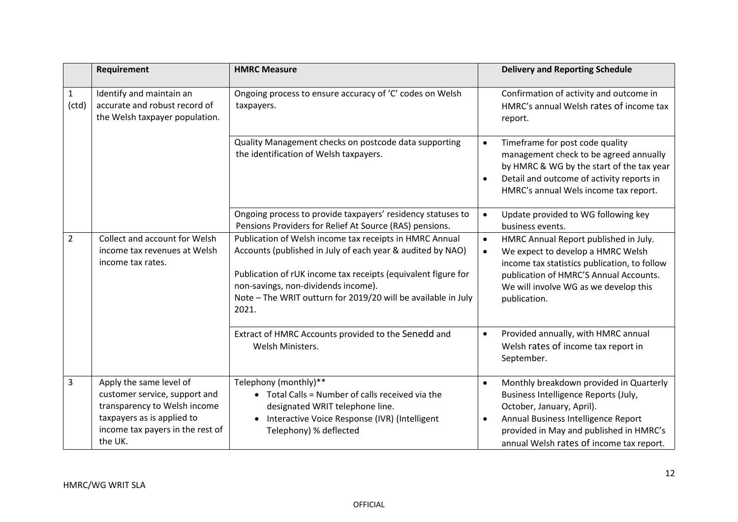| | Requirement | HMRC Measure | Delivery and Reporting Schedule |
|---|---|---|---|
| 1 (ctd) | Identify and maintain an accurate and robust record of the Welsh taxpayer population. | Ongoing process to ensure accuracy of 'C' codes on Welsh taxpayers. | Confirmation of activity and outcome in HMRC's annual Welsh rates of income tax report. |
| | | Quality Management checks on postcode data supporting the identification of Welsh taxpayers. | • Timeframe for post code quality management check to be agreed annually by HMRC & WG by the start of the tax year<br>• Detail and outcome of activity reports in HMRC's annual Wels income tax report. |
| | | Ongoing process to provide taxpayers' residency statuses to Pensions Providers for Relief At Source (RAS) pensions. | • Update provided to WG following key business events. |
| 2 | Collect and account for Welsh income tax revenues at Welsh income tax rates. | Publication of Welsh income tax receipts in HMRC Annual Accounts (published in July of each year & audited by NAO)<br><br>Publication of rUK income tax receipts (equivalent figure for non-savings, non-dividends income).<br>Note – The WRIT outturn for 2019/20 will be available in July 2021. | • HMRC Annual Report published in July.<br>• We expect to develop a HMRC Welsh income tax statistics publication, to follow publication of HMRC'S Annual Accounts. We will involve WG as we develop this publication. |
| | | Extract of HMRC Accounts provided to the Senedd and Welsh Ministers. | • Provided annually, with HMRC annual Welsh rates of income tax report in September. |
| 3 | Apply the same level of customer service, support and transparency to Welsh income taxpayers as is applied to income tax payers in the rest of the UK. | Telephony (monthly)**<br>• Total Calls = Number of calls received via the designated WRIT telephone line.<br>• Interactive Voice Response (IVR) (Intelligent Telephony) % deflected | • Monthly breakdown provided in Quarterly Business Intelligence Reports (July, October, January, April).<br>• Annual Business Intelligence Report provided in May and published in HMRC's annual Welsh rates of income tax report. |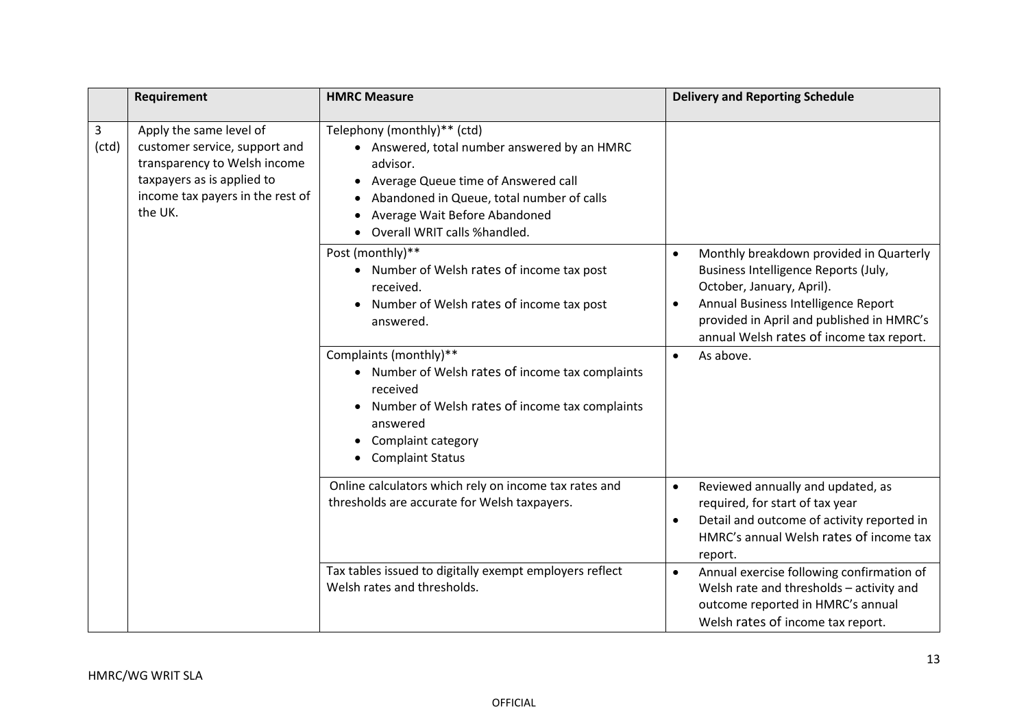| | Requirement | HMRC Measure | Delivery and Reporting Schedule |
|---|---|---|---|
| 3 (ctd) | Apply the same level of customer service, support and transparency to Welsh income taxpayers as is applied to income tax payers in the rest of the UK. | Telephony (monthly)** (ctd)<br>• Answered, total number answered by an HMRC advisor.<br>• Average Queue time of Answered call<br>• Abandoned in Queue, total number of calls<br>• Average Wait Before Abandoned<br>• Overall WRIT calls %handled. | |
| | | Post (monthly)**<br>• Number of Welsh rates of income tax post received.<br>• Number of Welsh rates of income tax post answered. | • Monthly breakdown provided in Quarterly Business Intelligence Reports (July, October, January, April).<br>• Annual Business Intelligence Report provided in April and published in HMRC's annual Welsh rates of income tax report. |
| | | Complaints (monthly)**<br>• Number of Welsh rates of income tax complaints received<br>• Number of Welsh rates of income tax complaints answered<br>• Complaint category<br>• Complaint Status | • As above. |
| | | Online calculators which rely on income tax rates and thresholds are accurate for Welsh taxpayers. | • Reviewed annually and updated, as required, for start of tax year<br>• Detail and outcome of activity reported in HMRC's annual Welsh rates of income tax report. |
| | | Tax tables issued to digitally exempt employers reflect Welsh rates and thresholds. | • Annual exercise following confirmation of Welsh rate and thresholds – activity and outcome reported in HMRC's annual Welsh rates of income tax report. |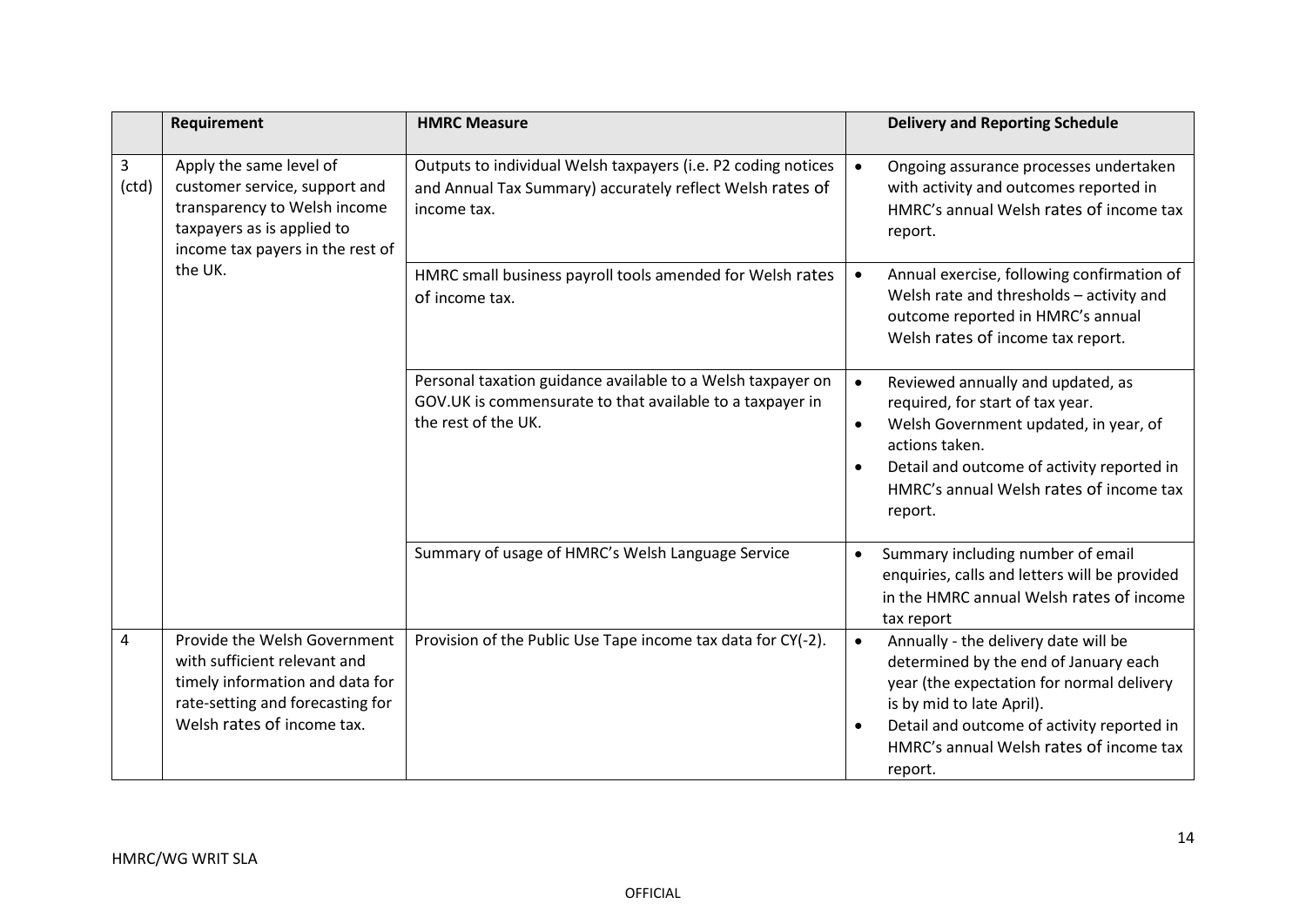| | Requirement | HMRC Measure | Delivery and Reporting Schedule |
|---|---|---|---|
| 3 (ctd) | Apply the same level of customer service, support and transparency to Welsh income taxpayers as is applied to income tax payers in the rest of the UK. | Outputs to individual Welsh taxpayers (i.e. P2 coding notices and Annual Tax Summary) accurately reflect Welsh rates of income tax. | • Ongoing assurance processes undertaken with activity and outcomes reported in HMRC's annual Welsh rates of income tax report. |
| | | HMRC small business payroll tools amended for Welsh rates of income tax. | • Annual exercise, following confirmation of Welsh rate and thresholds – activity and outcome reported in HMRC's annual Welsh rates of income tax report. |
| | | Personal taxation guidance available to a Welsh taxpayer on GOV.UK is commensurate to that available to a taxpayer in the rest of the UK. | • Reviewed annually and updated, as required, for start of tax year.<br>• Welsh Government updated, in year, of actions taken.<br>• Detail and outcome of activity reported in HMRC's annual Welsh rates of income tax report. |
| | | Summary of usage of HMRC's Welsh Language Service | • Summary including number of email enquiries, calls and letters will be provided in the HMRC annual Welsh rates of income tax report |
| 4 | Provide the Welsh Government with sufficient relevant and timely information and data for rate-setting and forecasting for Welsh rates of income tax. | Provision of the Public Use Tape income tax data for CY(-2). | • Annually - the delivery date will be determined by the end of January each year (the expectation for normal delivery is by mid to late April).<br>• Detail and outcome of activity reported in HMRC's annual Welsh rates of income tax report. |

HMRC/WG WRIT SLA

OFFICIAL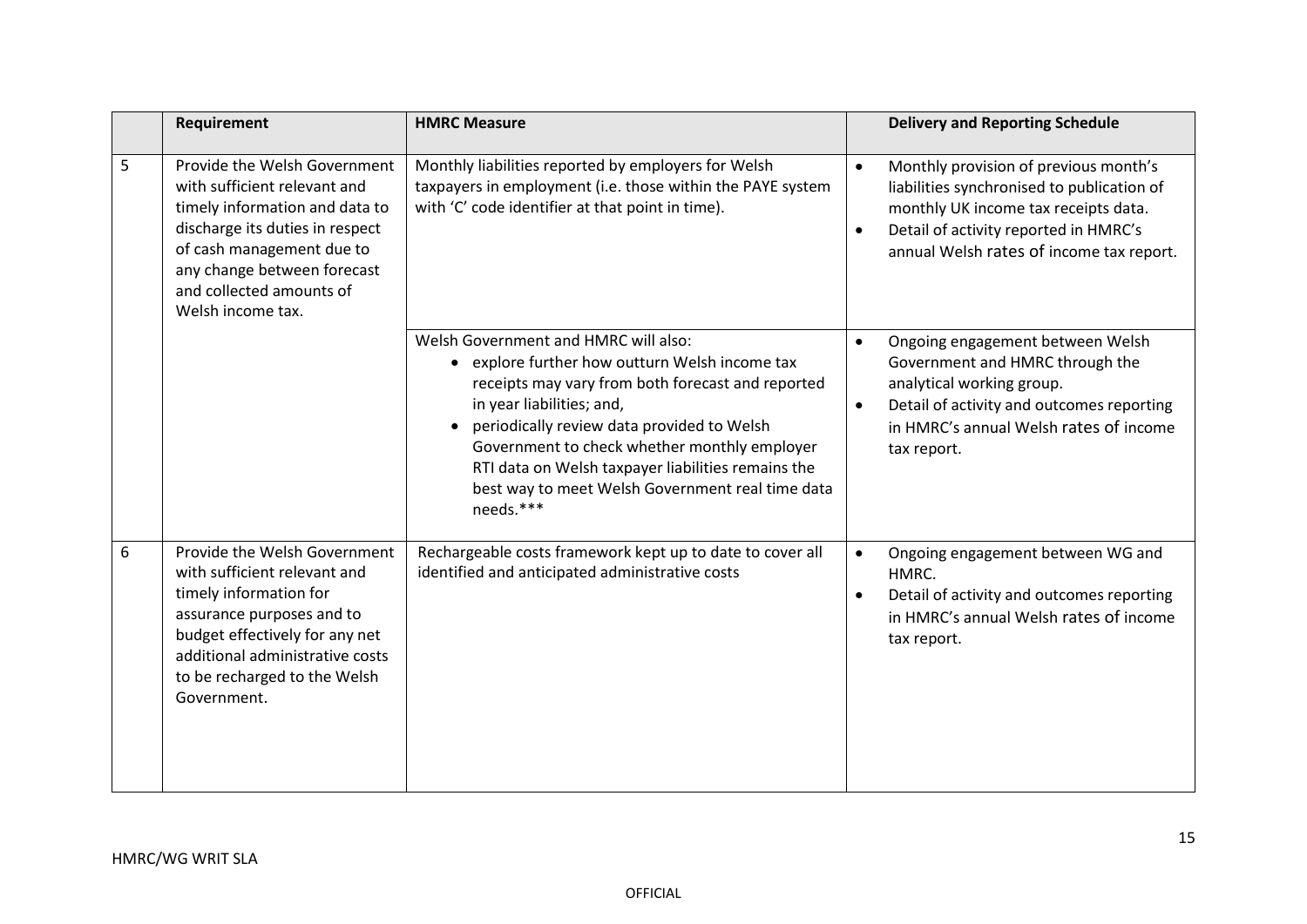| | Requirement | HMRC Measure | Delivery and Reporting Schedule |
|---|---|---|---|
| 5 | Provide the Welsh Government with sufficient relevant and timely information and data to discharge its duties in respect of cash management due to any change between forecast and collected amounts of Welsh income tax. | Monthly liabilities reported by employers for Welsh taxpayers in employment (i.e. those within the PAYE system with 'C' code identifier at that point in time). | • Monthly provision of previous month's liabilities synchronised to publication of monthly UK income tax receipts data.<br>• Detail of activity reported in HMRC's annual Welsh rates of income tax report. |
| | | Welsh Government and HMRC will also:<br>• explore further how outturn Welsh income tax receipts may vary from both forecast and reported in year liabilities; and,<br>• periodically review data provided to Welsh Government to check whether monthly employer RTI data on Welsh taxpayer liabilities remains the best way to meet Welsh Government real time data needs.*** | • Ongoing engagement between Welsh Government and HMRC through the analytical working group.<br>• Detail of activity and outcomes reporting in HMRC's annual Welsh rates of income tax report. |
| 6 | Provide the Welsh Government with sufficient relevant and timely information for assurance purposes and to budget effectively for any net additional administrative costs to be recharged to the Welsh Government. | Rechargeable costs framework kept up to date to cover all identified and anticipated administrative costs | • Ongoing engagement between WG and HMRC.<br>• Detail of activity and outcomes reporting in HMRC's annual Welsh rates of income tax report. |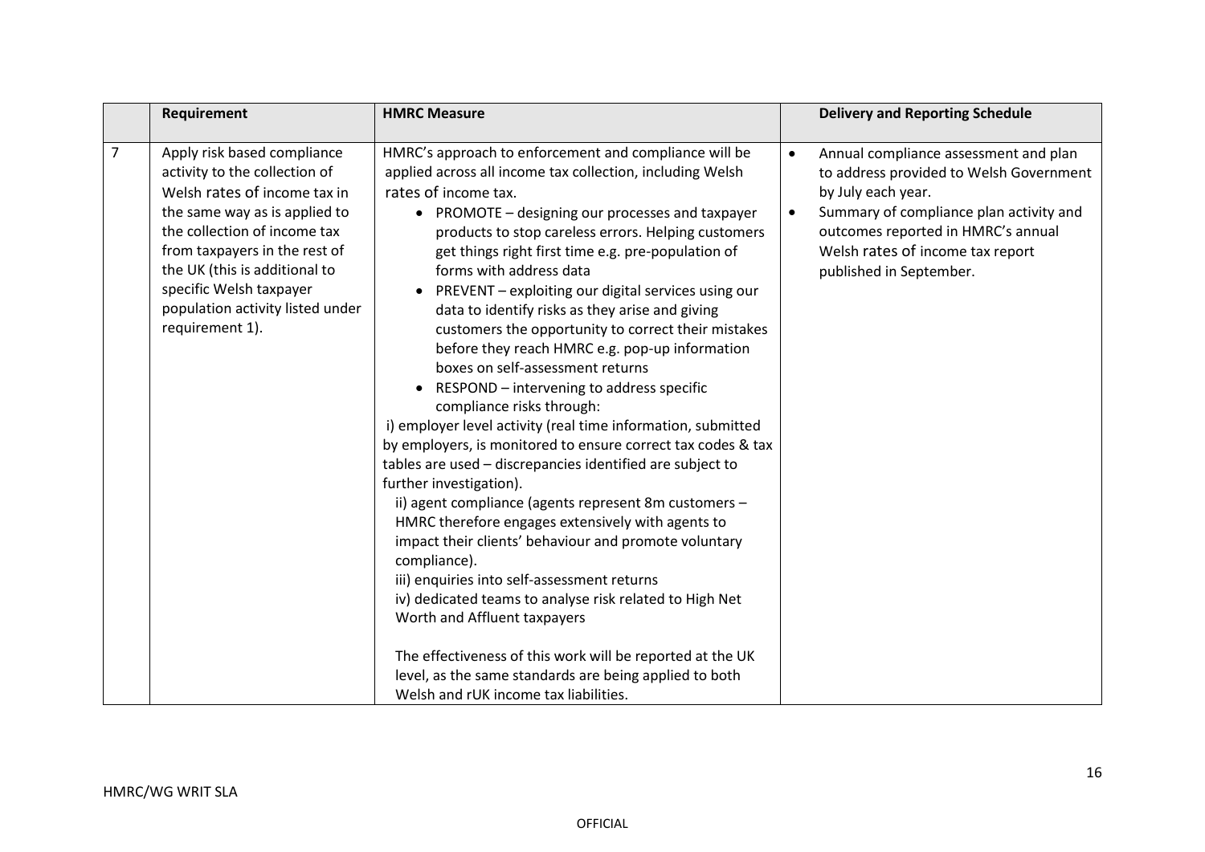| | Requirement | HMRC Measure | Delivery and Reporting Schedule |
|---|---|---|---|
| 7 | Apply risk based compliance activity to the collection of Welsh rates of income tax in the same way as is applied to the collection of income tax from taxpayers in the rest of the UK (this is additional to specific Welsh taxpayer population activity listed under requirement 1). | HMRC's approach to enforcement and compliance will be applied across all income tax collection, including Welsh rates of income tax.<br>• PROMOTE – designing our processes and taxpayer products to stop careless errors. Helping customers get things right first time e.g. pre-population of forms with address data<br>• PREVENT – exploiting our digital services using our data to identify risks as they arise and giving customers the opportunity to correct their mistakes before they reach HMRC e.g. pop-up information boxes on self-assessment returns<br>• RESPOND – intervening to address specific compliance risks through:<br>i) employer level activity (real time information, submitted by employers, is monitored to ensure correct tax codes & tax tables are used – discrepancies identified are subject to further investigation).<br>ii) agent compliance (agents represent 8m customers – HMRC therefore engages extensively with agents to impact their clients' behaviour and promote voluntary compliance).<br>iii) enquiries into self-assessment returns<br>iv) dedicated teams to analyse risk related to High Net Worth and Affluent taxpayers<br><br>The effectiveness of this work will be reported at the UK level, as the same standards are being applied to both Welsh and rUK income tax liabilities. | • Annual compliance assessment and plan to address provided to Welsh Government by July each year.<br>• Summary of compliance plan activity and outcomes reported in HMRC's annual Welsh rates of income tax report published in September. |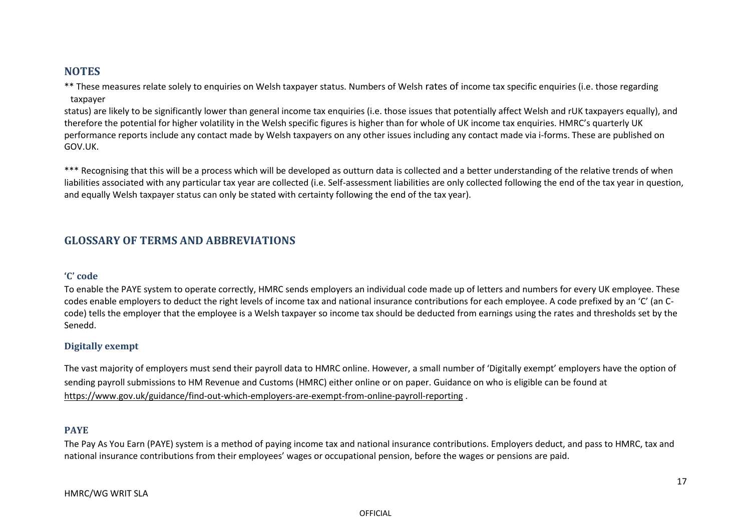## NOTES

** These measures relate solely to enquiries on Welsh taxpayer status. Numbers of Welsh rates of income tax specific enquiries (i.e. those regarding taxpayer status) are likely to be significantly lower than general income tax enquiries (i.e. those issues that potentially affect Welsh and rUK taxpayers equally), and therefore the potential for higher volatility in the Welsh specific figures is higher than for whole of UK income tax enquiries. HMRC's quarterly UK performance reports include any contact made by Welsh taxpayers on any other issues including any contact made via i-forms. These are published on GOV.UK.

*** Recognising that this will be a process which will be developed as outturn data is collected and a better understanding of the relative trends of when liabilities associated with any particular tax year are collected (i.e. Self-assessment liabilities are only collected following the end of the tax year in question, and equally Welsh taxpayer status can only be stated with certainty following the end of the tax year).

## GLOSSARY OF TERMS AND ABBREVIATIONS

### 'C' code

To enable the PAYE system to operate correctly, HMRC sends employers an individual code made up of letters and numbers for every UK employee. These codes enable employers to deduct the right levels of income tax and national insurance contributions for each employee. A code prefixed by an 'C' (an C-code) tells the employer that the employee is a Welsh taxpayer so income tax should be deducted from earnings using the rates and thresholds set by the Senedd.

### Digitally exempt

The vast majority of employers must send their payroll data to HMRC online. However, a small number of 'Digitally exempt' employers have the option of sending payroll submissions to HM Revenue and Customs (HMRC) either online or on paper. Guidance on who is eligible can be found at https://www.gov.uk/guidance/find-out-which-employers-are-exempt-from-online-payroll-reporting .

### PAYE

The Pay As You Earn (PAYE) system is a method of paying income tax and national insurance contributions. Employers deduct, and pass to HMRC, tax and national insurance contributions from their employees' wages or occupational pension, before the wages or pensions are paid.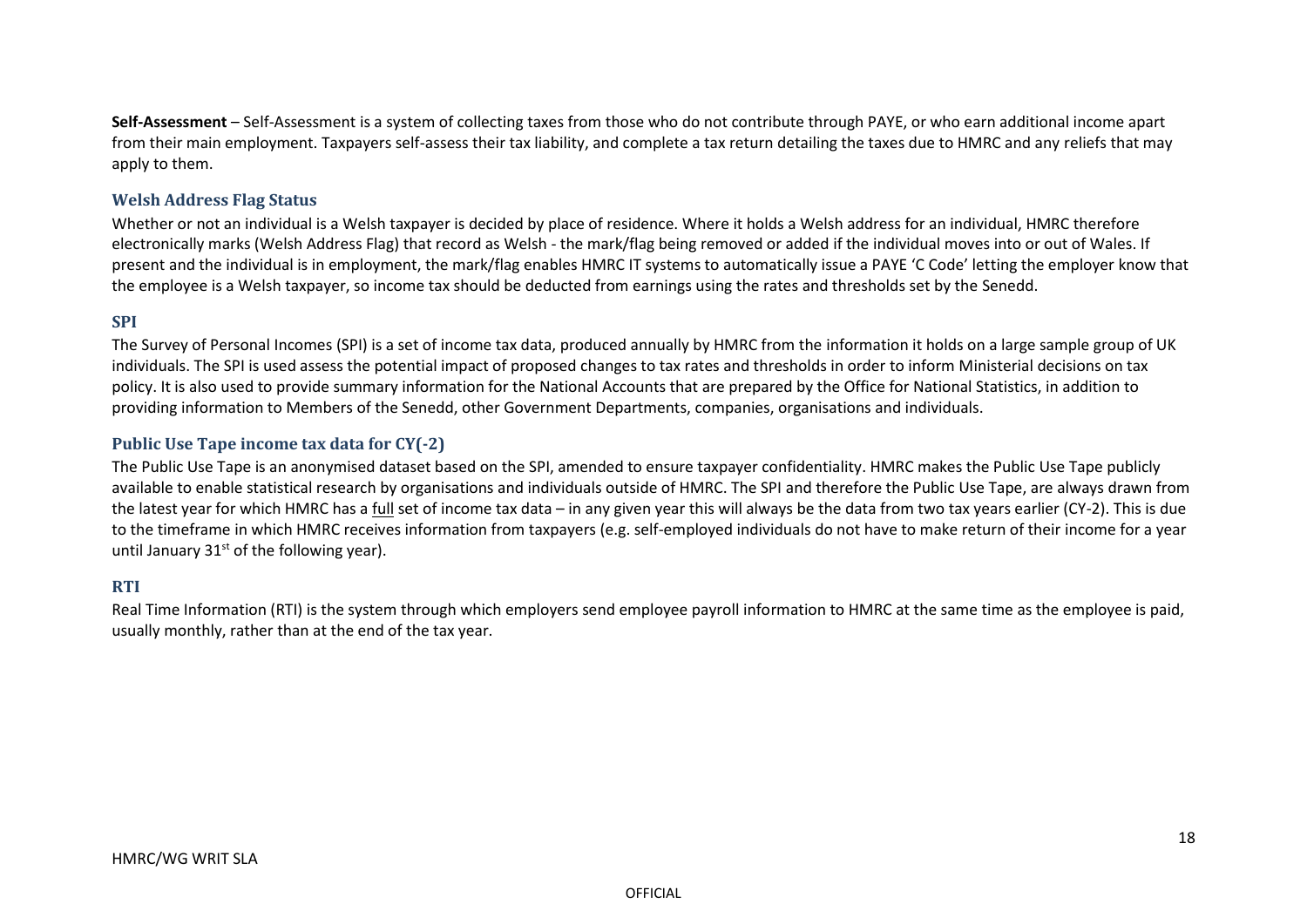**Self-Assessment** – Self-Assessment is a system of collecting taxes from those who do not contribute through PAYE, or who earn additional income apart from their main employment. Taxpayers self-assess their tax liability, and complete a tax return detailing the taxes due to HMRC and any reliefs that may apply to them.

### Welsh Address Flag Status

Whether or not an individual is a Welsh taxpayer is decided by place of residence. Where it holds a Welsh address for an individual, HMRC therefore electronically marks (Welsh Address Flag) that record as Welsh - the mark/flag being removed or added if the individual moves into or out of Wales. If present and the individual is in employment, the mark/flag enables HMRC IT systems to automatically issue a PAYE 'C Code' letting the employer know that the employee is a Welsh taxpayer, so income tax should be deducted from earnings using the rates and thresholds set by the Senedd.

### SPI

The Survey of Personal Incomes (SPI) is a set of income tax data, produced annually by HMRC from the information it holds on a large sample group of UK individuals. The SPI is used assess the potential impact of proposed changes to tax rates and thresholds in order to inform Ministerial decisions on tax policy. It is also used to provide summary information for the National Accounts that are prepared by the Office for National Statistics, in addition to providing information to Members of the Senedd, other Government Departments, companies, organisations and individuals.

### Public Use Tape income tax data for CY(-2)

The Public Use Tape is an anonymised dataset based on the SPI, amended to ensure taxpayer confidentiality. HMRC makes the Public Use Tape publicly available to enable statistical research by organisations and individuals outside of HMRC. The SPI and therefore the Public Use Tape, are always drawn from the latest year for which HMRC has a full set of income tax data – in any given year this will always be the data from two tax years earlier (CY-2). This is due to the timeframe in which HMRC receives information from taxpayers (e.g. self-employed individuals do not have to make return of their income for a year until January 31st of the following year).

### RTI

Real Time Information (RTI) is the system through which employers send employee payroll information to HMRC at the same time as the employee is paid, usually monthly, rather than at the end of the tax year.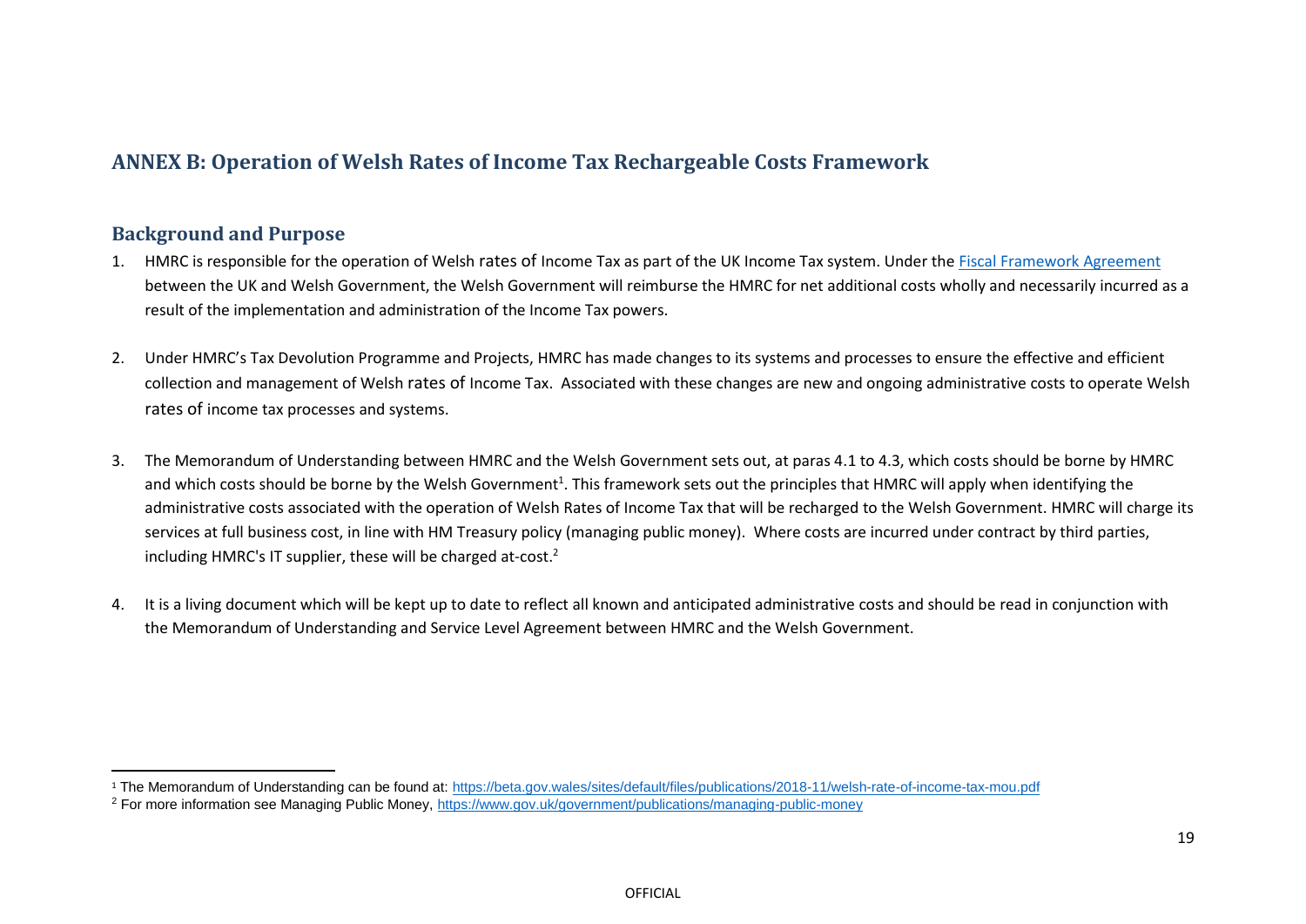## ANNEX B: Operation of Welsh Rates of Income Tax Rechargeable Costs Framework

### Background and Purpose

1. HMRC is responsible for the operation of Welsh rates of Income Tax as part of the UK Income Tax system. Under the [Fiscal Framework Agreement](#) between the UK and Welsh Government, the Welsh Government will reimburse the HMRC for net additional costs wholly and necessarily incurred as a result of the implementation and administration of the Income Tax powers.

2. Under HMRC's Tax Devolution Programme and Projects, HMRC has made changes to its systems and processes to ensure the effective and efficient collection and management of Welsh rates of Income Tax. Associated with these changes are new and ongoing administrative costs to operate Welsh rates of income tax processes and systems.

3. The Memorandum of Understanding between HMRC and the Welsh Government sets out, at paras 4.1 to 4.3, which costs should be borne by HMRC and which costs should be borne by the Welsh Government[1]. This framework sets out the principles that HMRC will apply when identifying the administrative costs associated with the operation of Welsh Rates of Income Tax that will be recharged to the Welsh Government. HMRC will charge its services at full business cost, in line with HM Treasury policy (managing public money). Where costs are incurred under contract by third parties, including HMRC's IT supplier, these will be charged at-cost.[2]

4. It is a living document which will be kept up to date to reflect all known and anticipated administrative costs and should be read in conjunction with the Memorandum of Understanding and Service Level Agreement between HMRC and the Welsh Government.

---

[1] The Memorandum of Understanding can be found at: https://beta.gov.wales/sites/default/files/publications/2018-11/welsh-rate-of-income-tax-mou.pdf

[2] For more information see Managing Public Money, https://www.gov.uk/government/publications/managing-public-money

OFFICIAL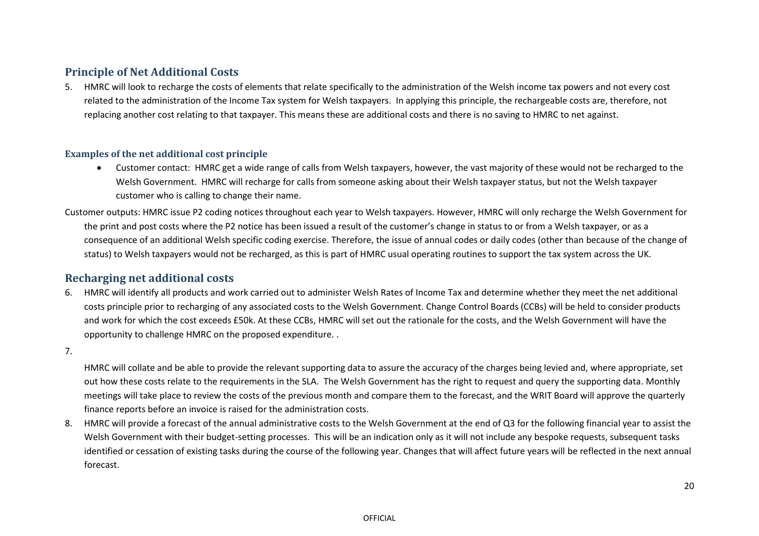## Principle of Net Additional Costs

5. HMRC will look to recharge the costs of elements that relate specifically to the administration of the Welsh income tax powers and not every cost related to the administration of the Income Tax system for Welsh taxpayers. In applying this principle, the rechargeable costs are, therefore, not replacing another cost relating to that taxpayer. This means these are additional costs and there is no saving to HMRC to net against.

### Examples of the net additional cost principle

- Customer contact: HMRC get a wide range of calls from Welsh taxpayers, however, the vast majority of these would not be recharged to the Welsh Government. HMRC will recharge for calls from someone asking about their Welsh taxpayer status, but not the Welsh taxpayer customer who is calling to change their name.

Customer outputs: HMRC issue P2 coding notices throughout each year to Welsh taxpayers. However, HMRC will only recharge the Welsh Government for the print and post costs where the P2 notice has been issued a result of the customer's change in status to or from a Welsh taxpayer, or as a consequence of an additional Welsh specific coding exercise. Therefore, the issue of annual codes or daily codes (other than because of the change of status) to Welsh taxpayers would not be recharged, as this is part of HMRC usual operating routines to support the tax system across the UK.

## Recharging net additional costs

6. HMRC will identify all products and work carried out to administer Welsh Rates of Income Tax and determine whether they meet the net additional costs principle prior to recharging of any associated costs to the Welsh Government. Change Control Boards (CCBs) will be held to consider products and work for which the cost exceeds £50k. At these CCBs, HMRC will set out the rationale for the costs, and the Welsh Government will have the opportunity to challenge HMRC on the proposed expenditure. .

7. HMRC will collate and be able to provide the relevant supporting data to assure the accuracy of the charges being levied and, where appropriate, set out how these costs relate to the requirements in the SLA. The Welsh Government has the right to request and query the supporting data. Monthly meetings will take place to review the costs of the previous month and compare them to the forecast, and the WRIT Board will approve the quarterly finance reports before an invoice is raised for the administration costs.

8. HMRC will provide a forecast of the annual administrative costs to the Welsh Government at the end of Q3 for the following financial year to assist the Welsh Government with their budget-setting processes. This will be an indication only as it will not include any bespoke requests, subsequent tasks identified or cessation of existing tasks during the course of the following year. Changes that will affect future years will be reflected in the next annual forecast.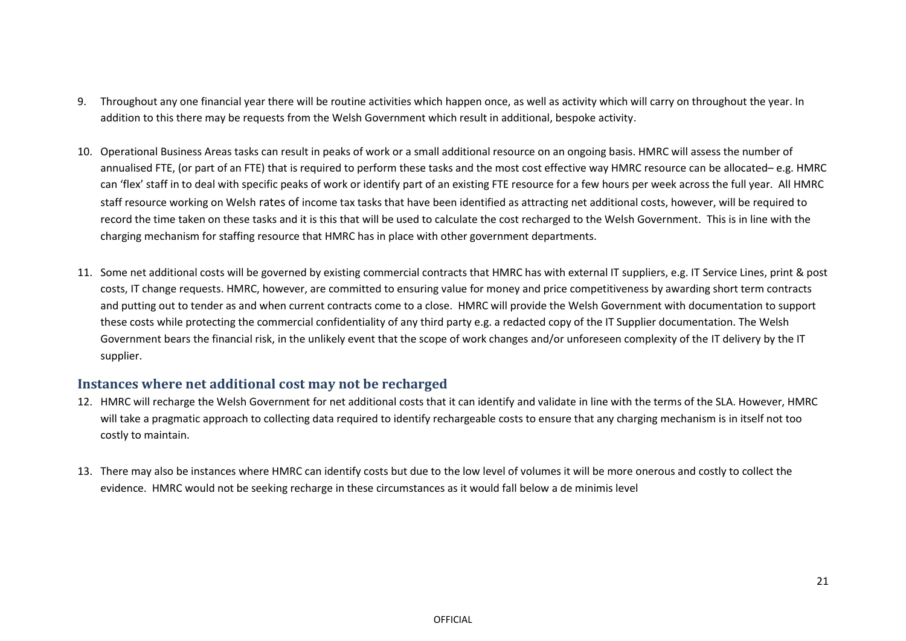9. Throughout any one financial year there will be routine activities which happen once, as well as activity which will carry on throughout the year. In addition to this there may be requests from the Welsh Government which result in additional, bespoke activity.

10. Operational Business Areas tasks can result in peaks of work or a small additional resource on an ongoing basis. HMRC will assess the number of annualised FTE, (or part of an FTE) that is required to perform these tasks and the most cost effective way HMRC resource can be allocated– e.g. HMRC can 'flex' staff in to deal with specific peaks of work or identify part of an existing FTE resource for a few hours per week across the full year. All HMRC staff resource working on Welsh rates of income tax tasks that have been identified as attracting net additional costs, however, will be required to record the time taken on these tasks and it is this that will be used to calculate the cost recharged to the Welsh Government. This is in line with the charging mechanism for staffing resource that HMRC has in place with other government departments.

11. Some net additional costs will be governed by existing commercial contracts that HMRC has with external IT suppliers, e.g. IT Service Lines, print & post costs, IT change requests. HMRC, however, are committed to ensuring value for money and price competitiveness by awarding short term contracts and putting out to tender as and when current contracts come to a close. HMRC will provide the Welsh Government with documentation to support these costs while protecting the commercial confidentiality of any third party e.g. a redacted copy of the IT Supplier documentation. The Welsh Government bears the financial risk, in the unlikely event that the scope of work changes and/or unforeseen complexity of the IT delivery by the IT supplier.

## Instances where net additional cost may not be recharged

12. HMRC will recharge the Welsh Government for net additional costs that it can identify and validate in line with the terms of the SLA. However, HMRC will take a pragmatic approach to collecting data required to identify rechargeable costs to ensure that any charging mechanism is in itself not too costly to maintain.

13. There may also be instances where HMRC can identify costs but due to the low level of volumes it will be more onerous and costly to collect the evidence. HMRC would not be seeking recharge in these circumstances as it would fall below a de minimis level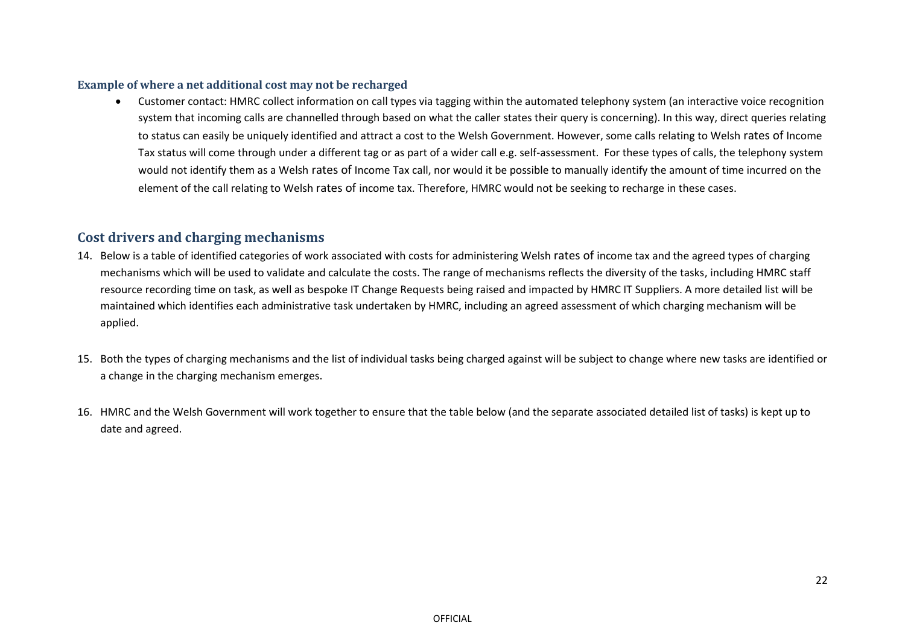### Example of where a net additional cost may not be recharged

- Customer contact: HMRC collect information on call types via tagging within the automated telephony system (an interactive voice recognition system that incoming calls are channelled through based on what the caller states their query is concerning). In this way, direct queries relating to status can easily be uniquely identified and attract a cost to the Welsh Government. However, some calls relating to Welsh rates of Income Tax status will come through under a different tag or as part of a wider call e.g. self-assessment. For these types of calls, the telephony system would not identify them as a Welsh rates of Income Tax call, nor would it be possible to manually identify the amount of time incurred on the element of the call relating to Welsh rates of income tax. Therefore, HMRC would not be seeking to recharge in these cases.

## Cost drivers and charging mechanisms

14. Below is a table of identified categories of work associated with costs for administering Welsh rates of income tax and the agreed types of charging mechanisms which will be used to validate and calculate the costs. The range of mechanisms reflects the diversity of the tasks, including HMRC staff resource recording time on task, as well as bespoke IT Change Requests being raised and impacted by HMRC IT Suppliers. A more detailed list will be maintained which identifies each administrative task undertaken by HMRC, including an agreed assessment of which charging mechanism will be applied.

15. Both the types of charging mechanisms and the list of individual tasks being charged against will be subject to change where new tasks are identified or a change in the charging mechanism emerges.

16. HMRC and the Welsh Government will work together to ensure that the table below (and the separate associated detailed list of tasks) is kept up to date and agreed.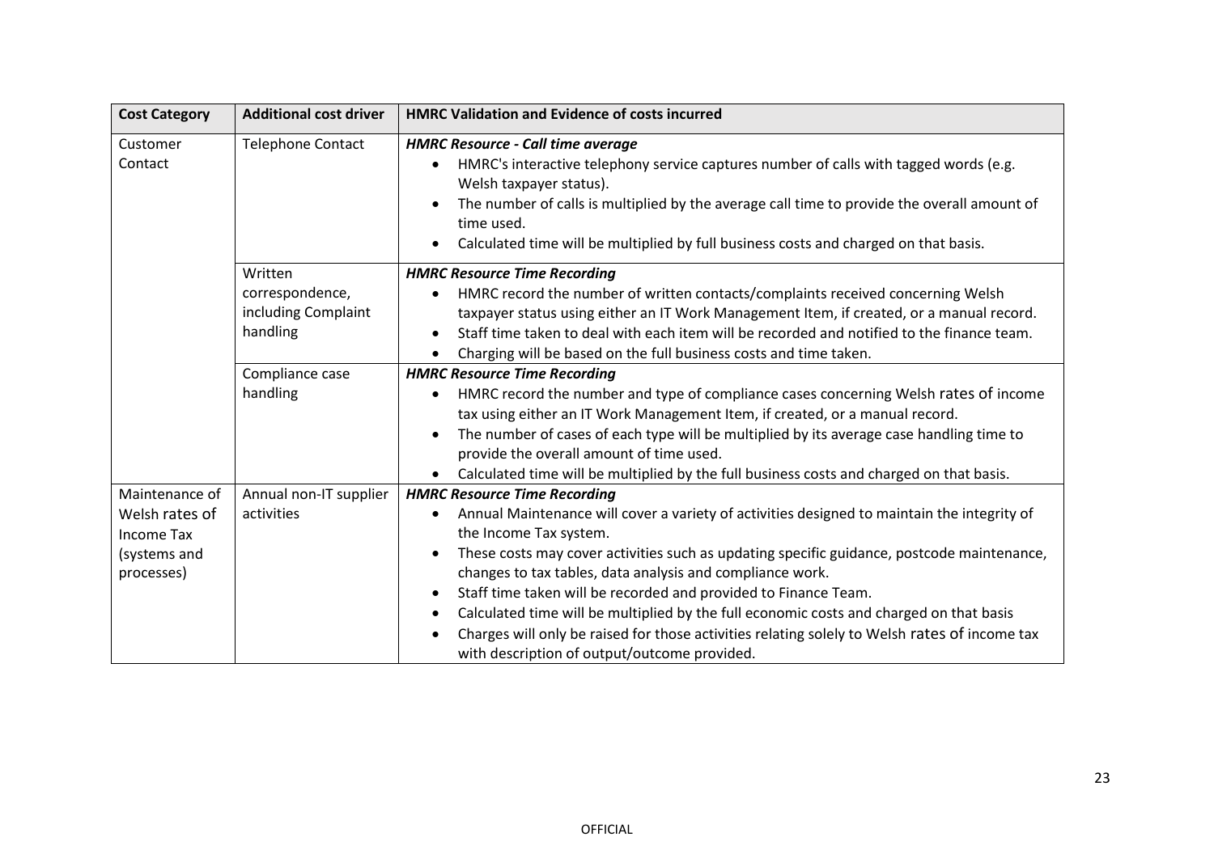| Cost Category | Additional cost driver | HMRC Validation and Evidence of costs incurred |
|---|---|---|
| Customer Contact | Telephone Contact | ***HMRC Resource - Call time average***<br>• HMRC's interactive telephony service captures number of calls with tagged words (e.g. Welsh taxpayer status).<br>• The number of calls is multiplied by the average call time to provide the overall amount of time used.<br>• Calculated time will be multiplied by full business costs and charged on that basis. |
| | Written correspondence, including Complaint handling | ***HMRC Resource Time Recording***<br>• HMRC record the number of written contacts/complaints received concerning Welsh taxpayer status using either an IT Work Management Item, if created, or a manual record.<br>• Staff time taken to deal with each item will be recorded and notified to the finance team.<br>• Charging will be based on the full business costs and time taken. |
| | Compliance case handling | ***HMRC Resource Time Recording***<br>• HMRC record the number and type of compliance cases concerning Welsh rates of income tax using either an IT Work Management Item, if created, or a manual record.<br>• The number of cases of each type will be multiplied by its average case handling time to provide the overall amount of time used.<br>• Calculated time will be multiplied by the full business costs and charged on that basis. |
| Maintenance of Welsh rates of Income Tax (systems and processes) | Annual non-IT supplier activities | ***HMRC Resource Time Recording***<br>• Annual Maintenance will cover a variety of activities designed to maintain the integrity of the Income Tax system.<br>• These costs may cover activities such as updating specific guidance, postcode maintenance, changes to tax tables, data analysis and compliance work.<br>• Staff time taken will be recorded and provided to Finance Team.<br>• Calculated time will be multiplied by the full economic costs and charged on that basis<br>• Charges will only be raised for those activities relating solely to Welsh rates of income tax with description of output/outcome provided. |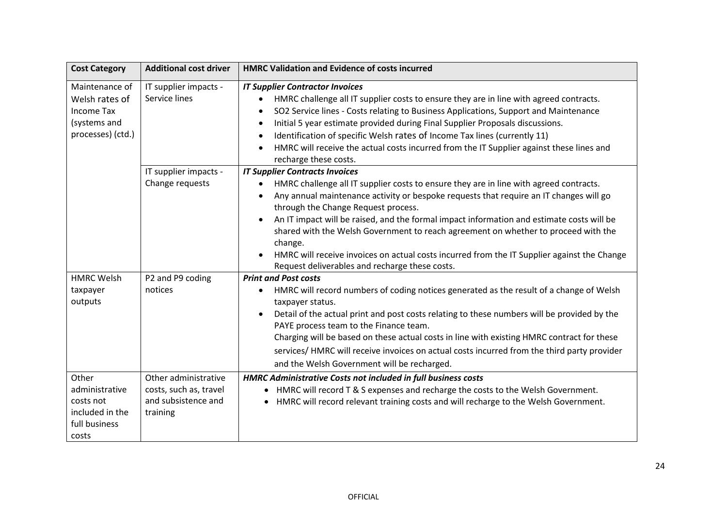| Cost Category | Additional cost driver | HMRC Validation and Evidence of costs incurred |
|---|---|---|
| Maintenance of Welsh rates of Income Tax (systems and processes) (ctd.) | IT supplier impacts - Service lines | ***IT Supplier Contractor Invoices*** <br>• HMRC challenge all IT supplier costs to ensure they are in line with agreed contracts.<br>• SO2 Service lines - Costs relating to Business Applications, Support and Maintenance<br>• Initial 5 year estimate provided during Final Supplier Proposals discussions.<br>• Identification of specific Welsh rates of Income Tax lines (currently 11)<br>• HMRC will receive the actual costs incurred from the IT Supplier against these lines and recharge these costs. |
| | IT supplier impacts - Change requests | ***IT Supplier Contracts Invoices*** <br>• HMRC challenge all IT supplier costs to ensure they are in line with agreed contracts.<br>• Any annual maintenance activity or bespoke requests that require an IT changes will go through the Change Request process.<br>• An IT impact will be raised, and the formal impact information and estimate costs will be shared with the Welsh Government to reach agreement on whether to proceed with the change.<br>• HMRC will receive invoices on actual costs incurred from the IT Supplier against the Change Request deliverables and recharge these costs. |
| HMRC Welsh taxpayer outputs | P2 and P9 coding notices | ***Print and Post costs*** <br>• HMRC will record numbers of coding notices generated as the result of a change of Welsh taxpayer status.<br>• Detail of the actual print and post costs relating to these numbers will be provided by the PAYE process team to the Finance team.<br>Charging will be based on these actual costs in line with existing HMRC contract for these services/ HMRC will receive invoices on actual costs incurred from the third party provider and the Welsh Government will be recharged. |
| Other administrative costs not included in the full business costs | Other administrative costs, such as, travel and subsistence and training | ***HMRC Administrative Costs not included in full business costs*** <br>• HMRC will record T & S expenses and recharge the costs to the Welsh Government.<br>• HMRC will record relevant training costs and will recharge to the Welsh Government. |

OFFICIAL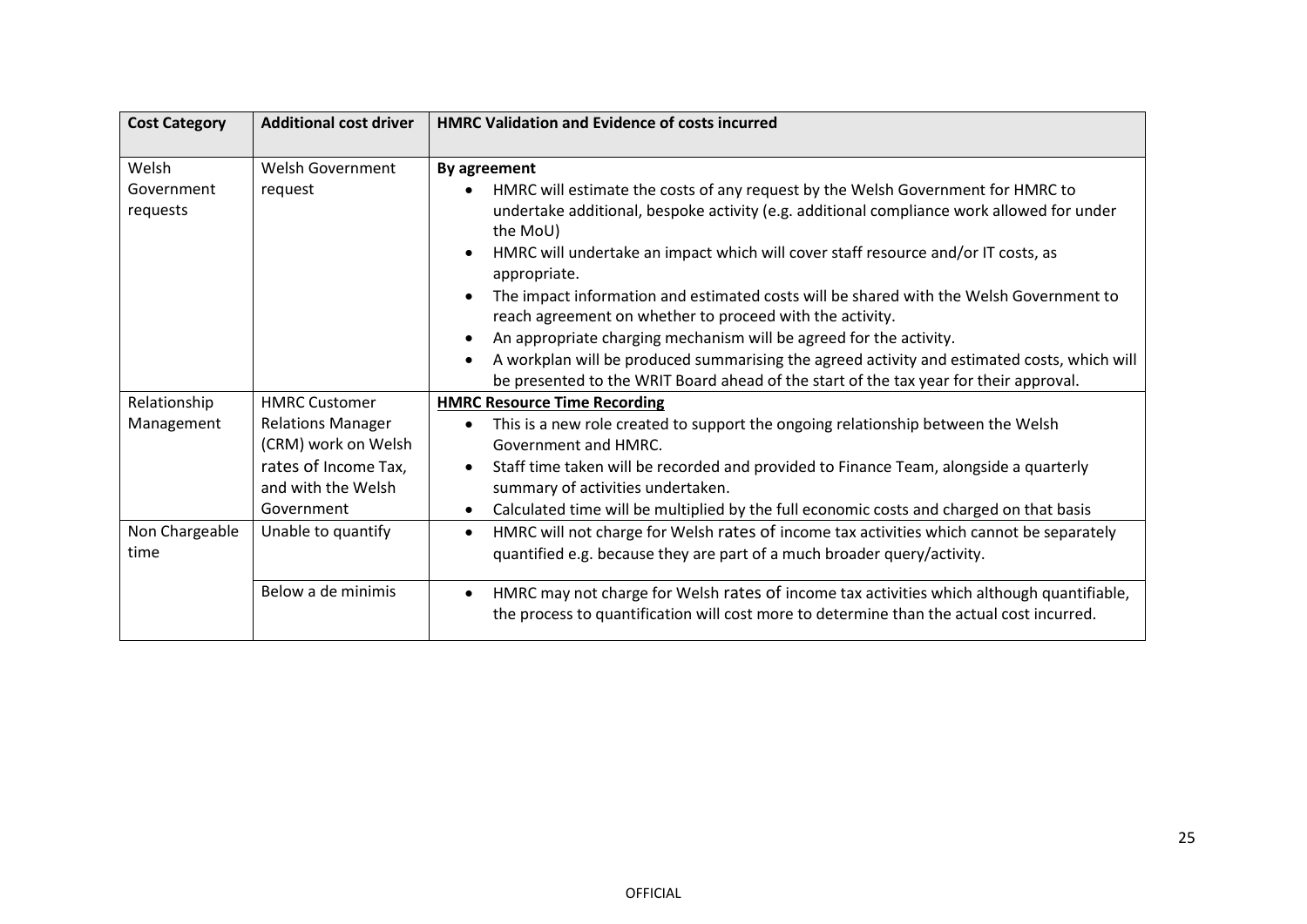| Cost Category | Additional cost driver | HMRC Validation and Evidence of costs incurred |
|---|---|---|
| Welsh Government requests | Welsh Government request | **By agreement**<br>• HMRC will estimate the costs of any request by the Welsh Government for HMRC to undertake additional, bespoke activity (e.g. additional compliance work allowed for under the MoU)<br>• HMRC will undertake an impact which will cover staff resource and/or IT costs, as appropriate.<br>• The impact information and estimated costs will be shared with the Welsh Government to reach agreement on whether to proceed with the activity.<br>• An appropriate charging mechanism will be agreed for the activity.<br>• A workplan will be produced summarising the agreed activity and estimated costs, which will be presented to the WRIT Board ahead of the start of the tax year for their approval. |
| Relationship Management | HMRC Customer Relations Manager (CRM) work on Welsh rates of Income Tax, and with the Welsh Government | **HMRC Resource Time Recording**<br>• This is a new role created to support the ongoing relationship between the Welsh Government and HMRC.<br>• Staff time taken will be recorded and provided to Finance Team, alongside a quarterly summary of activities undertaken.<br>• Calculated time will be multiplied by the full economic costs and charged on that basis |
| Non Chargeable time | Unable to quantify | • HMRC will not charge for Welsh rates of income tax activities which cannot be separately quantified e.g. because they are part of a much broader query/activity. |
| | Below a de minimis | • HMRC may not charge for Welsh rates of income tax activities which although quantifiable, the process to quantification will cost more to determine than the actual cost incurred. |

OFFICIAL